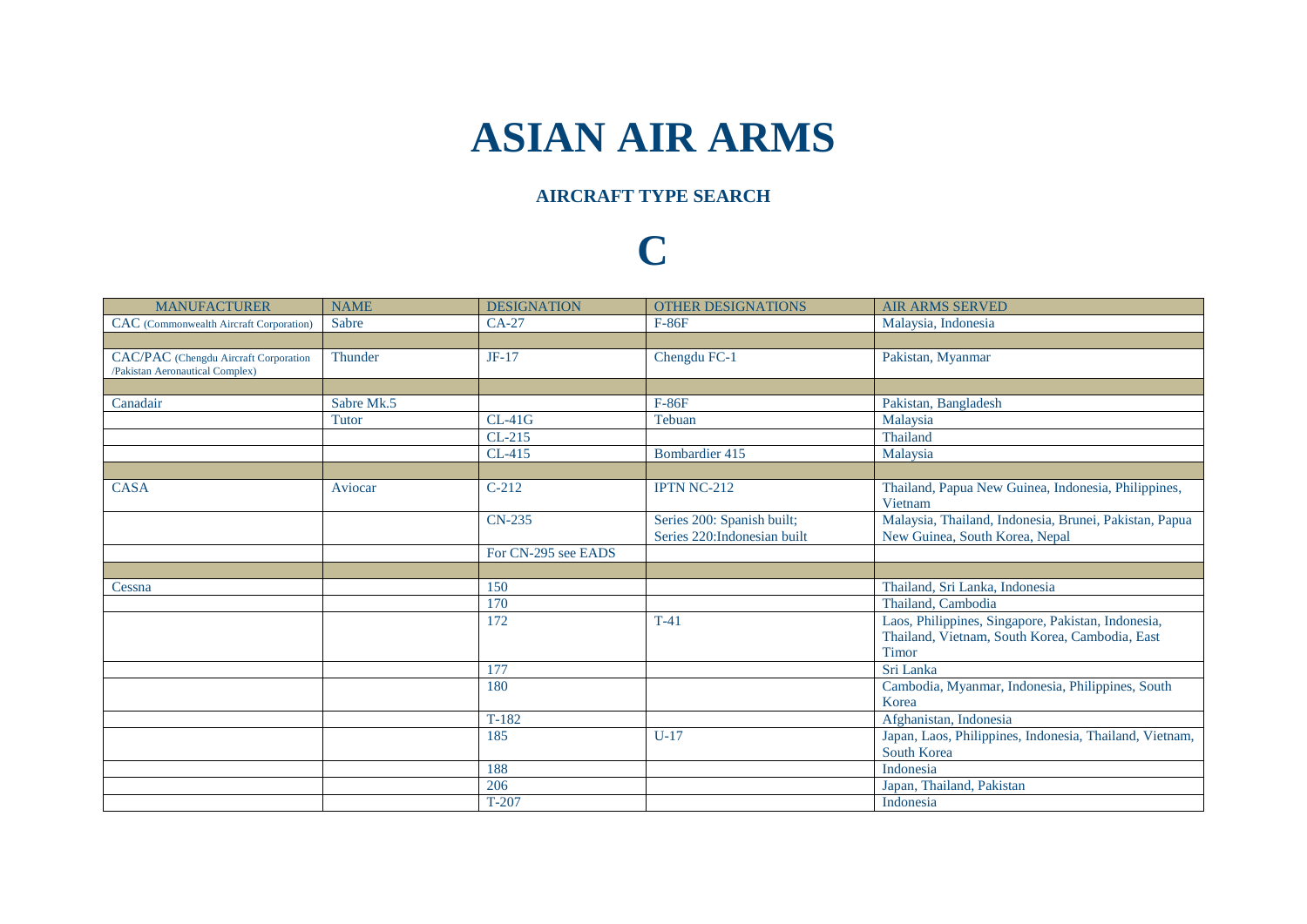# ASIAN AIR ARMS

### AIRCRAFT TYPE SEARCH

# C

| MANUFACTURER | NAME | DESIGNATION | OTHER DESIGNATIONS | AIR ARMS SERVED |
|---|---|---|---|---|
| CAC (Commonwealth Aircraft Corporation) | Sabre | CA-27 | F-86F | Malaysia, Indonesia |
| | | | | |
| CAC/PAC (Chengdu Aircraft Corporation /Pakistan Aeronautical Complex) | Thunder | JF-17 | Chengdu FC-1 | Pakistan, Myanmar |
| | | | | |
| Canadair | Sabre Mk.5 | | F-86F | Pakistan, Bangladesh |
| | Tutor | CL-41G | Tebuan | Malaysia |
| | | CL-215 | | Thailand |
| | | CL-415 | Bombardier 415 | Malaysia |
| | | | | |
| CASA | Aviocar | C-212 | IPTN NC-212 | Thailand, Papua New Guinea, Indonesia, Philippines, Vietnam |
| | | CN-235 | Series 200: Spanish built; Series 220:Indonesian built | Malaysia, Thailand, Indonesia, Brunei, Pakistan, Papua New Guinea, South Korea, Nepal |
| | | For CN-295 see EADS | | |
| | | | | |
| Cessna | | 150 | | Thailand, Sri Lanka, Indonesia |
| | | 170 | | Thailand, Cambodia |
| | | 172 | T-41 | Laos, Philippines, Singapore, Pakistan, Indonesia, Thailand, Vietnam, South Korea, Cambodia, East Timor |
| | | 177 | | Sri Lanka |
| | | 180 | | Cambodia, Myanmar, Indonesia, Philippines, South Korea |
| | | T-182 | | Afghanistan, Indonesia |
| | | 185 | U-17 | Japan, Laos, Philippines, Indonesia, Thailand, Vietnam, South Korea |
| | | 188 | | Indonesia |
| | | 206 | | Japan, Thailand, Pakistan |
| | | T-207 | | Indonesia |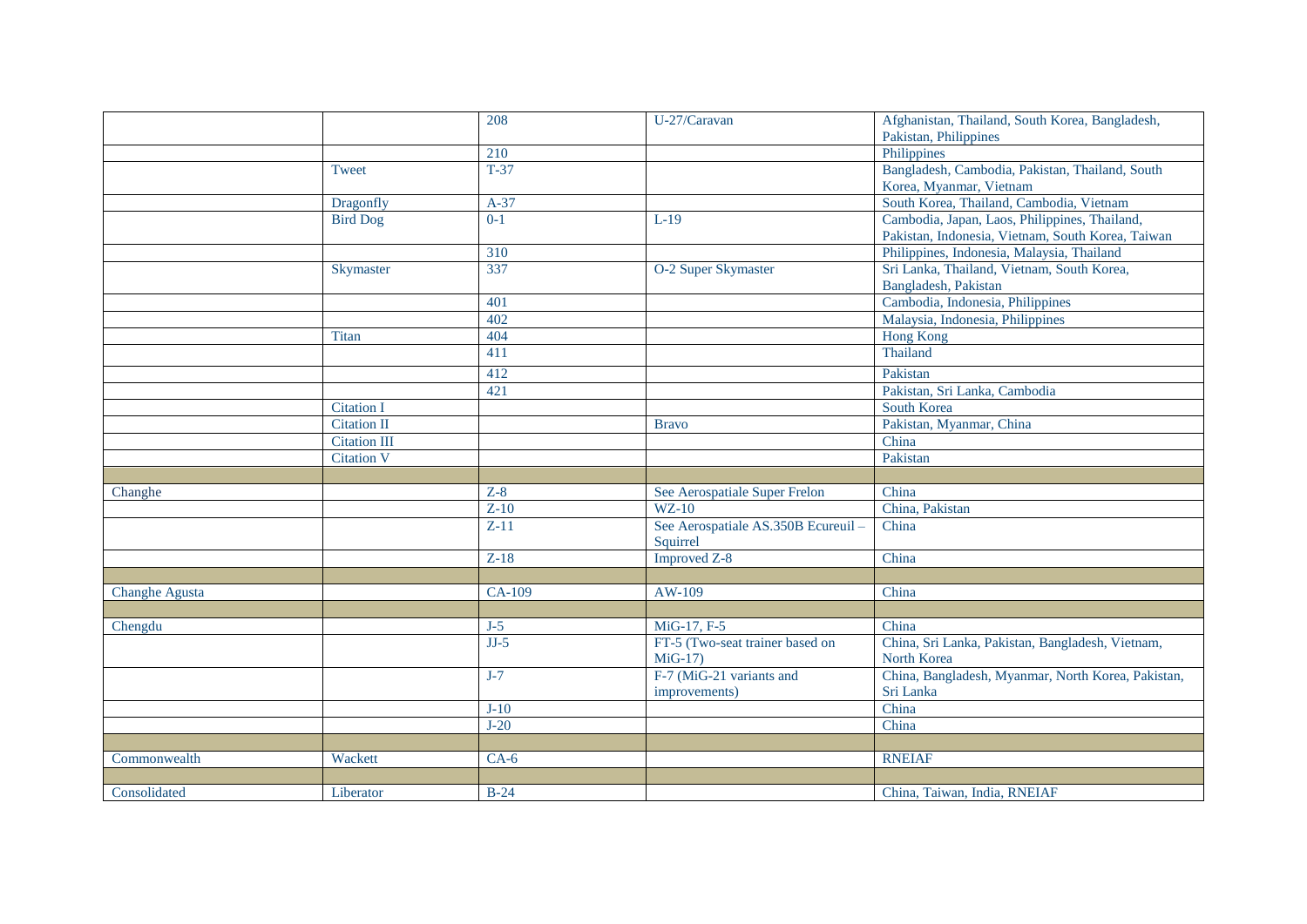| | | | | |
|---|---|---|---|---|
| | | 208 | U-27/Caravan | Afghanistan, Thailand, South Korea, Bangladesh, Pakistan, Philippines |
| | | 210 | | Philippines |
| | Tweet | T-37 | | Bangladesh, Cambodia, Pakistan, Thailand, South Korea, Myanmar, Vietnam |
| | Dragonfly | A-37 | | South Korea, Thailand, Cambodia, Vietnam |
| | Bird Dog | 0-1 | L-19 | Cambodia, Japan, Laos, Philippines, Thailand, Pakistan, Indonesia, Vietnam, South Korea, Taiwan |
| | | 310 | | Philippines, Indonesia, Malaysia, Thailand |
| | Skymaster | 337 | O-2 Super Skymaster | Sri Lanka, Thailand, Vietnam, South Korea, Bangladesh, Pakistan |
| | | 401 | | Cambodia, Indonesia, Philippines |
| | | 402 | | Malaysia, Indonesia, Philippines |
| | Titan | 404 | | Hong Kong |
| | | 411 | | Thailand |
| | | 412 | | Pakistan |
| | | 421 | | Pakistan, Sri Lanka, Cambodia |
| | Citation I | | | South Korea |
| | Citation II | | Bravo | Pakistan, Myanmar, China |
| | Citation III | | | China |
| | Citation V | | | Pakistan |
| | | | | |
| Changhe | | Z-8 | See Aerospatiale Super Frelon | China |
| | | Z-10 | WZ-10 | China, Pakistan |
| | | Z-11 | See Aerospatiale AS.350B Ecureuil – Squirrel | China |
| | | Z-18 | Improved Z-8 | China |
| | | | | |
| Changhe Agusta | | CA-109 | AW-109 | China |
| | | | | |
| Chengdu | | J-5 | MiG-17, F-5 | China |
| | | JJ-5 | FT-5 (Two-seat trainer based on MiG-17) | China, Sri Lanka, Pakistan, Bangladesh, Vietnam, North Korea |
| | | J-7 | F-7 (MiG-21 variants and improvements) | China, Bangladesh, Myanmar, North Korea, Pakistan, Sri Lanka |
| | | J-10 | | China |
| | | J-20 | | China |
| | | | | |
| Commonwealth | Wackett | CA-6 | | RNEIAF |
| | | | | |
| Consolidated | Liberator | B-24 | | China, Taiwan, India, RNEIAF |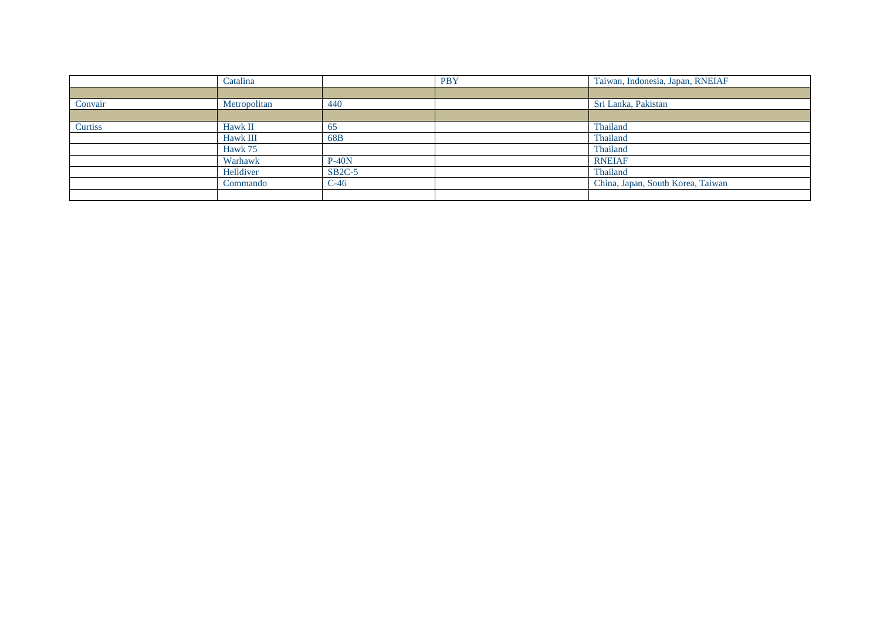| | | | | |
|---|---|---|---|---|
| | Catalina | | PBY | Taiwan, Indonesia, Japan, RNEIAF |
| | | | | |
| Convair | Metropolitan | 440 | | Sri Lanka, Pakistan |
| | | | | |
| Curtiss | Hawk II | 65 | | Thailand |
| | Hawk III | 68B | | Thailand |
| | Hawk 75 | | | Thailand |
| | Warhawk | P-40N | | RNEIAF |
| | Helldiver | SB2C-5 | | Thailand |
| | Commando | C-46 | | China, Japan, South Korea, Taiwan |
| | | | | |